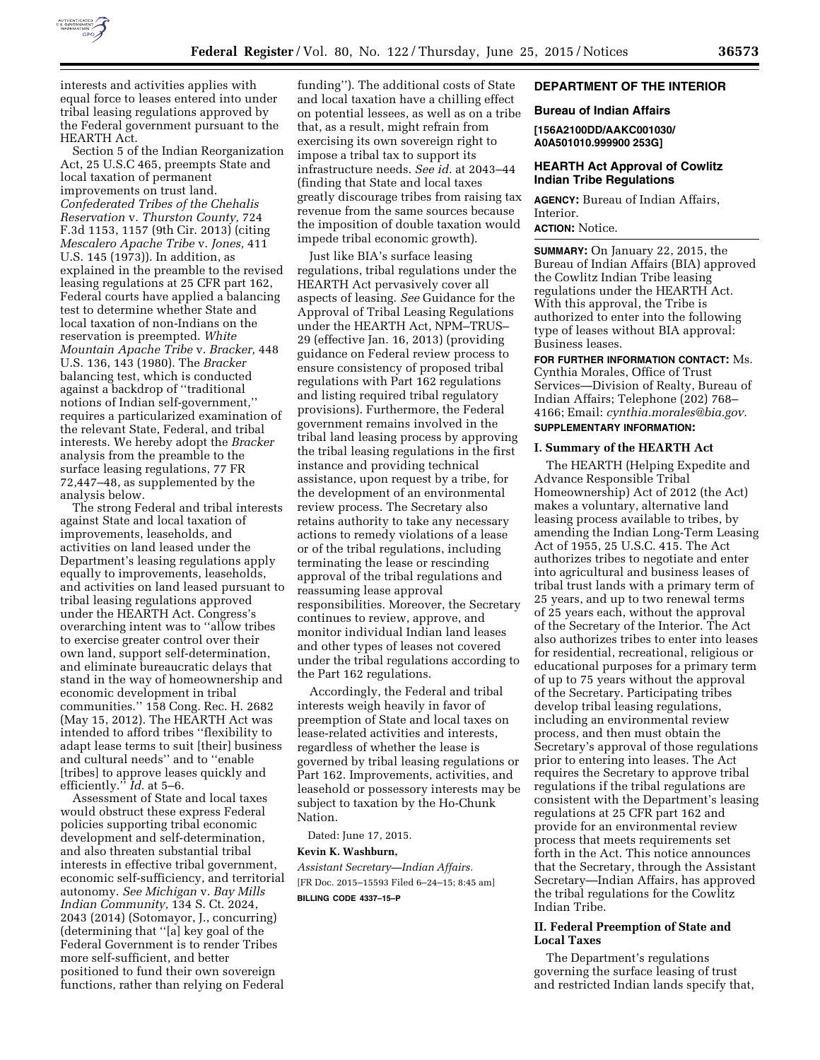interests and activities applies with equal force to leases entered into under tribal leasing regulations approved by the Federal government pursuant to the HEARTH Act.

Section 5 of the Indian Reorganization Act, 25 U.S.C 465, preempts State and local taxation of permanent improvements on trust land. *Confederated Tribes of the Chehalis Reservation* v. *Thurston County,* 724 F.3d 1153, 1157 (9th Cir. 2013) (citing *Mescalero Apache Tribe* v. *Jones,* 411 U.S. 145 (1973)). In addition, as explained in the preamble to the revised leasing regulations at 25 CFR part 162, Federal courts have applied a balancing test to determine whether State and local taxation of non-Indians on the reservation is preempted. *White Mountain Apache Tribe* v. *Bracker,* 448 U.S. 136, 143 (1980). The *Bracker* balancing test, which is conducted against a backdrop of ''traditional notions of Indian self-government,'' requires a particularized examination of the relevant State, Federal, and tribal interests. We hereby adopt the *Bracker* analysis from the preamble to the surface leasing regulations, 77 FR 72,447–48, as supplemented by the analysis below.

The strong Federal and tribal interests against State and local taxation of improvements, leaseholds, and activities on land leased under the Department's leasing regulations apply equally to improvements, leaseholds, and activities on land leased pursuant to tribal leasing regulations approved under the HEARTH Act. Congress's overarching intent was to ''allow tribes to exercise greater control over their own land, support self-determination, and eliminate bureaucratic delays that stand in the way of homeownership and economic development in tribal communities.'' 158 Cong. Rec. H. 2682 (May 15, 2012). The HEARTH Act was intended to afford tribes ''flexibility to adapt lease terms to suit [their] business and cultural needs'' and to ''enable [tribes] to approve leases quickly and efficiently.'' *Id.* at 5–6.

Assessment of State and local taxes would obstruct these express Federal policies supporting tribal economic development and self-determination, and also threaten substantial tribal interests in effective tribal government, economic self-sufficiency, and territorial autonomy. *See Michigan* v. *Bay Mills Indian Community,* 134 S. Ct. 2024, 2043 (2014) (Sotomayor, J., concurring) (determining that ''[a] key goal of the Federal Government is to render Tribes more self-sufficient, and better positioned to fund their own sovereign functions, rather than relying on Federal funding''). The additional costs of State and local taxation have a chilling effect on potential lessees, as well as on a tribe that, as a result, might refrain from exercising its own sovereign right to impose a tribal tax to support its infrastructure needs. *See id.* at 2043–44 (finding that State and local taxes greatly discourage tribes from raising tax revenue from the same sources because the imposition of double taxation would impede tribal economic growth).

Just like BIA's surface leasing regulations, tribal regulations under the HEARTH Act pervasively cover all aspects of leasing. *See* Guidance for the Approval of Tribal Leasing Regulations under the HEARTH Act, NPM–TRUS–29 (effective Jan. 16, 2013) (providing guidance on Federal review process to ensure consistency of proposed tribal regulations with Part 162 regulations and listing required tribal regulatory provisions). Furthermore, the Federal government remains involved in the tribal land leasing process by approving the tribal leasing regulations in the first instance and providing technical assistance, upon request by a tribe, for the development of an environmental review process. The Secretary also retains authority to take any necessary actions to remedy violations of a lease or of the tribal regulations, including terminating the lease or rescinding approval of the tribal regulations and reassuming lease approval responsibilities. Moreover, the Secretary continues to review, approve, and monitor individual Indian land leases and other types of leases not covered under the tribal regulations according to the Part 162 regulations.

Accordingly, the Federal and tribal interests weigh heavily in favor of preemption of State and local taxes on lease-related activities and interests, regardless of whether the lease is governed by tribal leasing regulations or Part 162. Improvements, activities, and leasehold or possessory interests may be subject to taxation by the Ho-Chunk Nation.

Dated: June 17, 2015.

**Kevin K. Washburn,**

*Assistant Secretary—Indian Affairs.*

[FR Doc. 2015–15593 Filed 6–24–15; 8:45 am]

**BILLING CODE 4337–15–P**

---

**DEPARTMENT OF THE INTERIOR**

**Bureau of Indian Affairs**

**[156A2100DD/AAKC001030/A0A501010.999900 253G]**

## HEARTH Act Approval of Cowlitz Indian Tribe Regulations

**AGENCY:** Bureau of Indian Affairs, Interior.

**ACTION:** Notice.

**SUMMARY:** On January 22, 2015, the Bureau of Indian Affairs (BIA) approved the Cowlitz Indian Tribe leasing regulations under the HEARTH Act. With this approval, the Tribe is authorized to enter into the following type of leases without BIA approval: Business leases.

**FOR FURTHER INFORMATION CONTACT:** Ms. Cynthia Morales, Office of Trust Services—Division of Realty, Bureau of Indian Affairs; Telephone (202) 768–4166; Email: *cynthia.morales@bia.gov.*

**SUPPLEMENTARY INFORMATION:**

### I. Summary of the HEARTH Act

The HEARTH (Helping Expedite and Advance Responsible Tribal Homeownership) Act of 2012 (the Act) makes a voluntary, alternative land leasing process available to tribes, by amending the Indian Long-Term Leasing Act of 1955, 25 U.S.C. 415. The Act authorizes tribes to negotiate and enter into agricultural and business leases of tribal trust lands with a primary term of 25 years, and up to two renewal terms of 25 years each, without the approval of the Secretary of the Interior. The Act also authorizes tribes to enter into leases for residential, recreational, religious or educational purposes for a primary term of up to 75 years without the approval of the Secretary. Participating tribes develop tribal leasing regulations, including an environmental review process, and then must obtain the Secretary's approval of those regulations prior to entering into leases. The Act requires the Secretary to approve tribal regulations if the tribal regulations are consistent with the Department's leasing regulations at 25 CFR part 162 and provide for an environmental review process that meets requirements set forth in the Act. This notice announces that the Secretary, through the Assistant Secretary—Indian Affairs, has approved the tribal regulations for the Cowlitz Indian Tribe.

### II. Federal Preemption of State and Local Taxes

The Department's regulations governing the surface leasing of trust and restricted Indian lands specify that,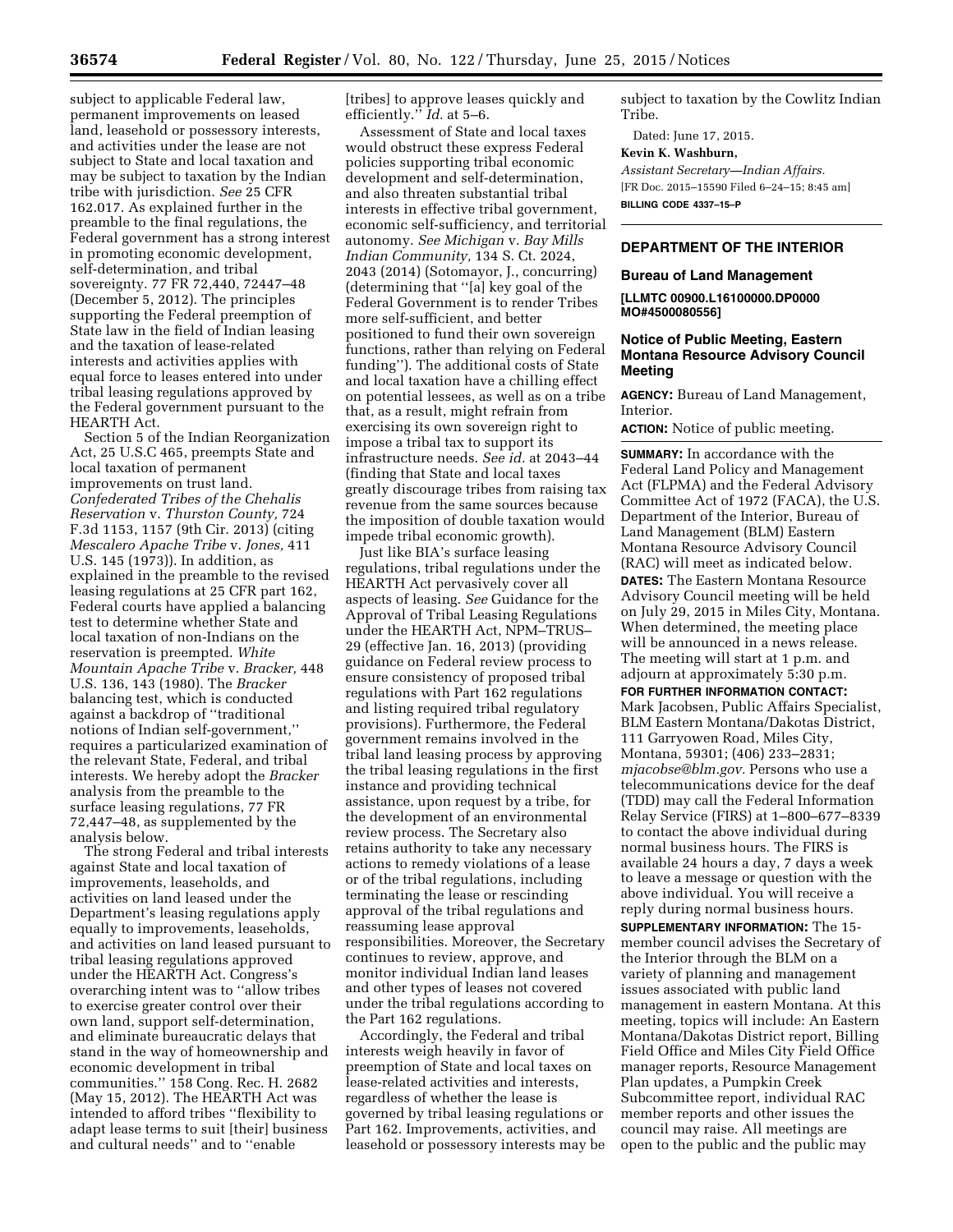subject to applicable Federal law, permanent improvements on leased land, leasehold or possessory interests, and activities under the lease are not subject to State and local taxation and may be subject to taxation by the Indian tribe with jurisdiction. *See* 25 CFR 162.017. As explained further in the preamble to the final regulations, the Federal government has a strong interest in promoting economic development, self-determination, and tribal sovereignty. 77 FR 72,440, 72447–48 (December 5, 2012). The principles supporting the Federal preemption of State law in the field of Indian leasing and the taxation of lease-related interests and activities applies with equal force to leases entered into under tribal leasing regulations approved by the Federal government pursuant to the HEARTH Act.

Section 5 of the Indian Reorganization Act, 25 U.S.C 465, preempts State and local taxation of permanent improvements on trust land. *Confederated Tribes of the Chehalis Reservation* v. *Thurston County,* 724 F.3d 1153, 1157 (9th Cir. 2013) (citing *Mescalero Apache Tribe* v. *Jones,* 411 U.S. 145 (1973)). In addition, as explained in the preamble to the revised leasing regulations at 25 CFR part 162, Federal courts have applied a balancing test to determine whether State and local taxation of non-Indians on the reservation is preempted. *White Mountain Apache Tribe* v. *Bracker,* 448 U.S. 136, 143 (1980). The *Bracker* balancing test, which is conducted against a backdrop of ''traditional notions of Indian self-government,'' requires a particularized examination of the relevant State, Federal, and tribal interests. We hereby adopt the *Bracker* analysis from the preamble to the surface leasing regulations, 77 FR 72,447–48, as supplemented by the analysis below.

The strong Federal and tribal interests against State and local taxation of improvements, leaseholds, and activities on land leased under the Department's leasing regulations apply equally to improvements, leaseholds, and activities on land leased pursuant to tribal leasing regulations approved under the HEARTH Act. Congress's overarching intent was to ''allow tribes to exercise greater control over their own land, support self-determination, and eliminate bureaucratic delays that stand in the way of homeownership and economic development in tribal communities.'' 158 Cong. Rec. H. 2682 (May 15, 2012). The HEARTH Act was intended to afford tribes ''flexibility to adapt lease terms to suit [their] business and cultural needs'' and to ''enable [tribes] to approve leases quickly and efficiently.'' *Id.* at 5–6.

Assessment of State and local taxes would obstruct these express Federal policies supporting tribal economic development and self-determination, and also threaten substantial tribal interests in effective tribal government, economic self-sufficiency, and territorial autonomy. *See Michigan* v. *Bay Mills Indian Community,* 134 S. Ct. 2024, 2043 (2014) (Sotomayor, J., concurring) (determining that ''[a] key goal of the Federal Government is to render Tribes more self-sufficient, and better positioned to fund their own sovereign functions, rather than relying on Federal funding''). The additional costs of State and local taxation have a chilling effect on potential lessees, as well as on a tribe that, as a result, might refrain from exercising its own sovereign right to impose a tribal tax to support its infrastructure needs. *See id.* at 2043–44 (finding that State and local taxes greatly discourage tribes from raising tax revenue from the same sources because the imposition of double taxation would impede tribal economic growth).

Just like BIA's surface leasing regulations, tribal regulations under the HEARTH Act pervasively cover all aspects of leasing. *See* Guidance for the Approval of Tribal Leasing Regulations under the HEARTH Act, NPM–TRUS–29 (effective Jan. 16, 2013) (providing guidance on Federal review process to ensure consistency of proposed tribal regulations with Part 162 regulations and listing required tribal regulatory provisions). Furthermore, the Federal government remains involved in the tribal land leasing process by approving the tribal leasing regulations in the first instance and providing technical assistance, upon request by a tribe, for the development of an environmental review process. The Secretary also retains authority to take any necessary actions to remedy violations of a lease or of the tribal regulations, including terminating the lease or rescinding approval of the tribal regulations and reassuming lease approval responsibilities. Moreover, the Secretary continues to review, approve, and monitor individual Indian land leases and other types of leases not covered under the tribal regulations according to the Part 162 regulations.

Accordingly, the Federal and tribal interests weigh heavily in favor of preemption of State and local taxes on lease-related activities and interests, regardless of whether the lease is governed by tribal leasing regulations or Part 162. Improvements, activities, and leasehold or possessory interests may be subject to taxation by the Cowlitz Indian Tribe.

Dated: June 17, 2015.

**Kevin K. Washburn,**

*Assistant Secretary—Indian Affairs.*

[FR Doc. 2015–15590 Filed 6–24–15; 8:45 am]

**BILLING CODE 4337–15–P**

---

## DEPARTMENT OF THE INTERIOR

### Bureau of Land Management

**[LLMTC 00900.L16100000.DP0000 MO#4500080556]**

### Notice of Public Meeting, Eastern Montana Resource Advisory Council Meeting

**AGENCY:** Bureau of Land Management, Interior.

**ACTION:** Notice of public meeting.

**SUMMARY:** In accordance with the Federal Land Policy and Management Act (FLPMA) and the Federal Advisory Committee Act of 1972 (FACA), the U.S. Department of the Interior, Bureau of Land Management (BLM) Eastern Montana Resource Advisory Council (RAC) will meet as indicated below.

**DATES:** The Eastern Montana Resource Advisory Council meeting will be held on July 29, 2015 in Miles City, Montana. When determined, the meeting place will be announced in a news release. The meeting will start at 1 p.m. and adjourn at approximately 5:30 p.m.

**FOR FURTHER INFORMATION CONTACT:** Mark Jacobsen, Public Affairs Specialist, BLM Eastern Montana/Dakotas District, 111 Garryowen Road, Miles City, Montana, 59301; (406) 233–2831; *mjacobse@blm.gov.* Persons who use a telecommunications device for the deaf (TDD) may call the Federal Information Relay Service (FIRS) at 1–800–677–8339 to contact the above individual during normal business hours. The FIRS is available 24 hours a day, 7 days a week to leave a message or question with the above individual. You will receive a reply during normal business hours.

**SUPPLEMENTARY INFORMATION:** The 15-member council advises the Secretary of the Interior through the BLM on a variety of planning and management issues associated with public land management in eastern Montana. At this meeting, topics will include: An Eastern Montana/Dakotas District report, Billing Field Office and Miles City Field Office manager reports, Resource Management Plan updates, a Pumpkin Creek Subcommittee report, individual RAC member reports and other issues the council may raise. All meetings are open to the public and the public may